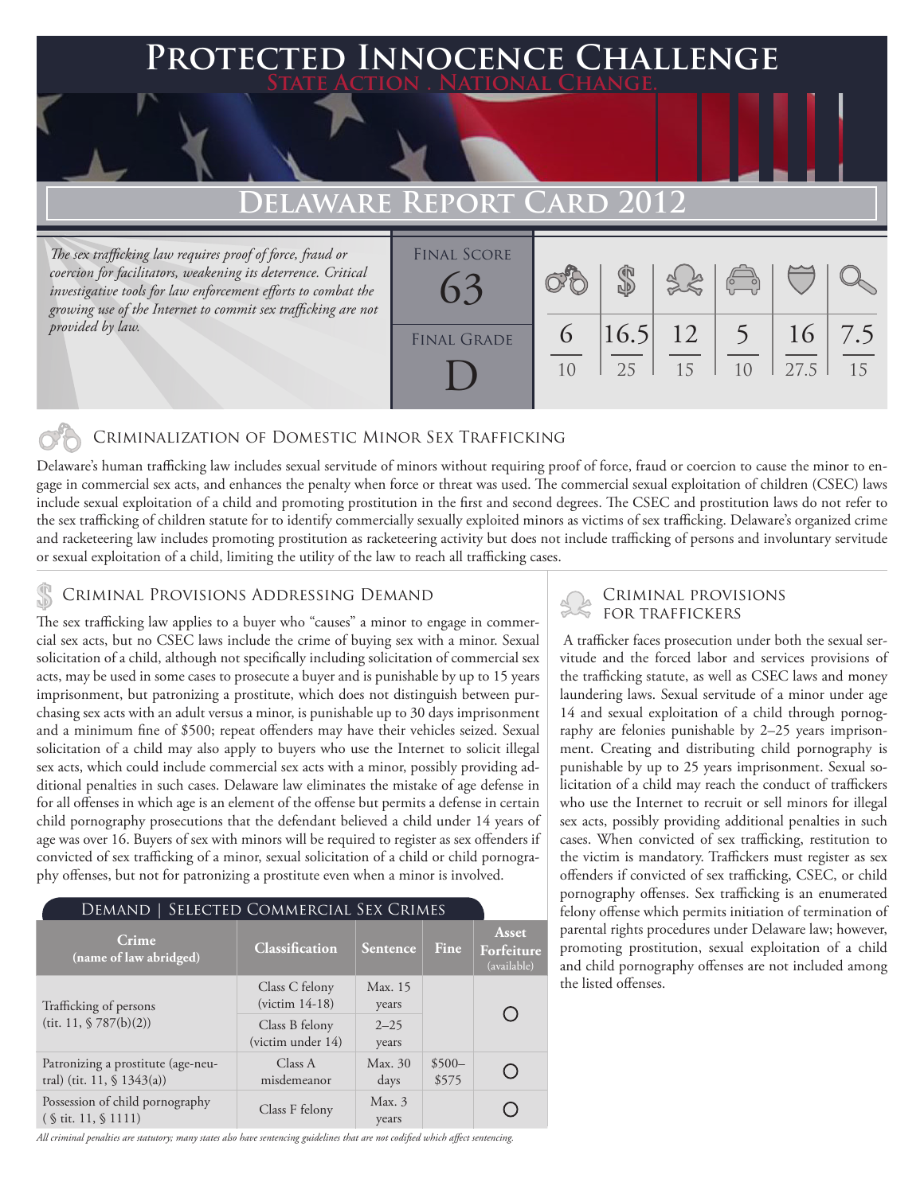# Protected Innocence Challenge

State Action . National Change.

## Delaware Report Card 2012

*The sex trafficking law requires proof of force, fraud or coercion for facilitators, weakening its deterrence. Critical investigative tools for law enforcement efforts to combat the growing use of the Internet to commit sex trafficking are not provided by law.*

| Final Score | | | | | | |
|---|---|---|---|---|---|---|
| 63 | 6/10 | 16.5/25 | 12/15 | 5/10 | 16/27.5 | 7.5/15 |

Final Grade: D

### Criminalization of Domestic Minor Sex Trafficking

Delaware's human trafficking law includes sexual servitude of minors without requiring proof of force, fraud or coercion to cause the minor to engage in commercial sex acts, and enhances the penalty when force or threat was used. The commercial sexual exploitation of children (CSEC) laws include sexual exploitation of a child and promoting prostitution in the first and second degrees. The CSEC and prostitution laws do not refer to the sex trafficking of children statute for to identify commercially sexually exploited minors as victims of sex trafficking. Delaware's organized crime and racketeering law includes promoting prostitution as racketeering activity but does not include trafficking of persons and involuntary servitude or sexual exploitation of a child, limiting the utility of the law to reach all trafficking cases.

### Criminal Provisions Addressing Demand

The sex trafficking law applies to a buyer who "causes" a minor to engage in commercial sex acts, but no CSEC laws include the crime of buying sex with a minor. Sexual solicitation of a child, although not specifically including solicitation of commercial sex acts, may be used in some cases to prosecute a buyer and is punishable by up to 15 years imprisonment, but patronizing a prostitute, which does not distinguish between purchasing sex acts with an adult versus a minor, is punishable up to 30 days imprisonment and a minimum fine of $500; repeat offenders may have their vehicles seized. Sexual solicitation of a child may also apply to buyers who use the Internet to solicit illegal sex acts, which could include commercial sex acts with a minor, possibly providing additional penalties in such cases. Delaware law eliminates the mistake of age defense in for all offenses in which age is an element of the offense but permits a defense in certain child pornography prosecutions that the defendant believed a child under 14 years of age was over 16. Buyers of sex with minors will be required to register as sex offenders if convicted of sex trafficking of a minor, sexual solicitation of a child or child pornography offenses, but not for patronizing a prostitute even when a minor is involved.

#### Demand | Selected Commercial Sex Crimes

| Crime (name of law abridged) | Classification | Sentence | Fine | Asset Forfeiture (available) |
|---|---|---|---|---|
| Trafficking of persons (tit. 11, § 787(b)(2)) | Class C felony (victim 14-18) | Max. 15 years | | ○ |
| | Class B felony (victim under 14) | 2–25 years | | |
| Patronizing a prostitute (age-neutral) (tit. 11, § 1343(a)) | Class A misdemeanor | Max. 30 days | $500–$575 | ○ |
| Possession of child pornography (§ tit. 11, § 1111) | Class F felony | Max. 3 years | | ○ |

*All criminal penalties are statutory; many states also have sentencing guidelines that are not codified which affect sentencing.*

### Criminal provisions for traffickers

A trafficker faces prosecution under both the sexual servitude and the forced labor and services provisions of the trafficking statute, as well as CSEC laws and money laundering laws. Sexual servitude of a minor under age 14 and sexual exploitation of a child through pornography are felonies punishable by 2–25 years imprisonment. Creating and distributing child pornography is punishable by up to 25 years imprisonment. Sexual solicitation of a child may reach the conduct of traffickers who use the Internet to recruit or sell minors for illegal sex acts, possibly providing additional penalties in such cases. When convicted of sex trafficking, restitution to the victim is mandatory. Traffickers must register as sex offenders if convicted of sex trafficking, CSEC, or child pornography offenses. Sex trafficking is an enumerated felony offense which permits initiation of termination of parental rights procedures under Delaware law; however, promoting prostitution, sexual exploitation of a child and child pornography offenses are not included among the listed offenses.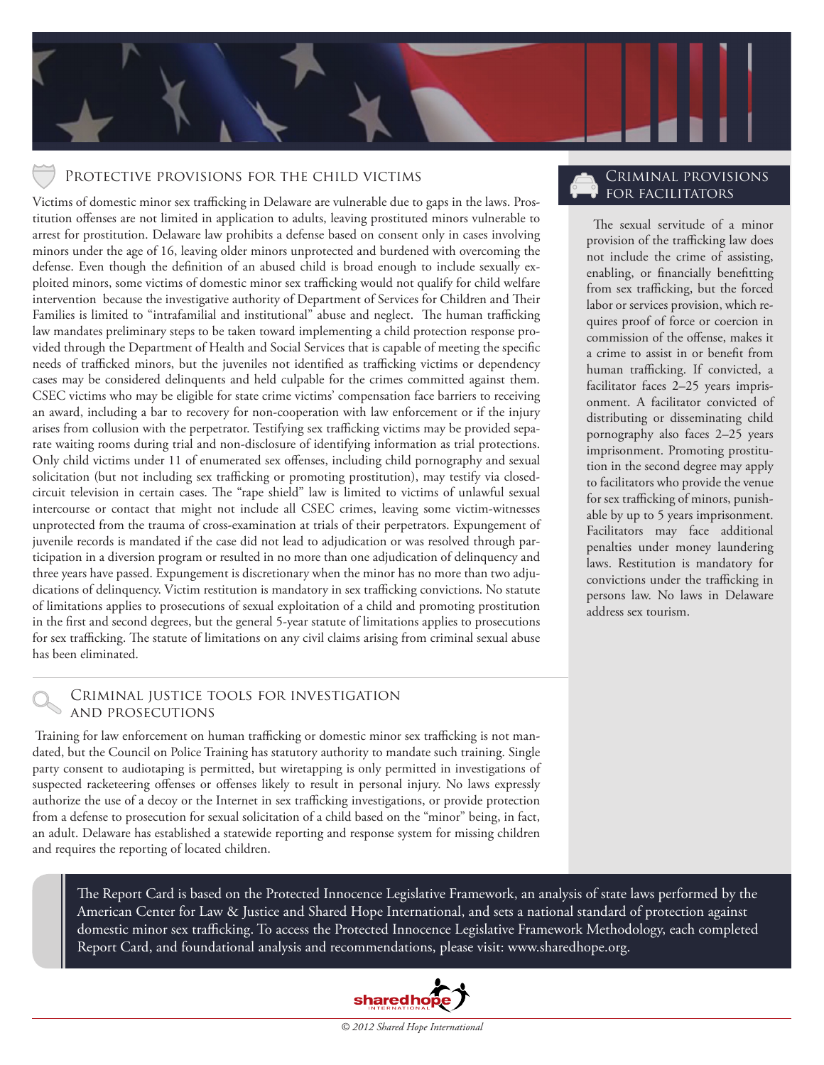## Protective provisions for the child victims

Victims of domestic minor sex trafficking in Delaware are vulnerable due to gaps in the laws. Prostitution offenses are not limited in application to adults, leaving prostituted minors vulnerable to arrest for prostitution. Delaware law prohibits a defense based on consent only in cases involving minors under the age of 16, leaving older minors unprotected and burdened with overcoming the defense. Even though the definition of an abused child is broad enough to include sexually exploited minors, some victims of domestic minor sex trafficking would not qualify for child welfare intervention because the investigative authority of Department of Services for Children and Their Families is limited to "intrafamilial and institutional" abuse and neglect. The human trafficking law mandates preliminary steps to be taken toward implementing a child protection response provided through the Department of Health and Social Services that is capable of meeting the specific needs of trafficked minors, but the juveniles not identified as trafficking victims or dependency cases may be considered delinquents and held culpable for the crimes committed against them. CSEC victims who may be eligible for state crime victims' compensation face barriers to receiving an award, including a bar to recovery for non-cooperation with law enforcement or if the injury arises from collusion with the perpetrator. Testifying sex trafficking victims may be provided separate waiting rooms during trial and non-disclosure of identifying information as trial protections. Only child victims under 11 of enumerated sex offenses, including child pornography and sexual solicitation (but not including sex trafficking or promoting prostitution), may testify via closed-circuit television in certain cases. The "rape shield" law is limited to victims of unlawful sexual intercourse or contact that might not include all CSEC crimes, leaving some victim-witnesses unprotected from the trauma of cross-examination at trials of their perpetrators. Expungement of juvenile records is mandated if the case did not lead to adjudication or was resolved through participation in a diversion program or resulted in no more than one adjudication of delinquency and three years have passed. Expungement is discretionary when the minor has no more than two adjudications of delinquency. Victim restitution is mandatory in sex trafficking convictions. No statute of limitations applies to prosecutions of sexual exploitation of a child and promoting prostitution in the first and second degrees, but the general 5-year statute of limitations applies to prosecutions for sex trafficking. The statute of limitations on any civil claims arising from criminal sexual abuse has been eliminated.

## Criminal justice tools for investigation and prosecutions

Training for law enforcement on human trafficking or domestic minor sex trafficking is not mandated, but the Council on Police Training has statutory authority to mandate such training. Single party consent to audiotaping is permitted, but wiretapping is only permitted in investigations of suspected racketeering offenses or offenses likely to result in personal injury. No laws expressly authorize the use of a decoy or the Internet in sex trafficking investigations, or provide protection from a defense to prosecution for sexual solicitation of a child based on the "minor" being, in fact, an adult. Delaware has established a statewide reporting and response system for missing children and requires the reporting of located children.

## Criminal provisions for facilitators

The sexual servitude of a minor provision of the trafficking law does not include the crime of assisting, enabling, or financially benefitting from sex trafficking, but the forced labor or services provision, which requires proof of force or coercion in commission of the offense, makes it a crime to assist in or benefit from human trafficking. If convicted, a facilitator faces 2–25 years imprisonment. A facilitator convicted of distributing or disseminating child pornography also faces 2–25 years imprisonment. Promoting prostitution in the second degree may apply to facilitators who provide the venue for sex trafficking of minors, punishable by up to 5 years imprisonment. Facilitators may face additional penalties under money laundering laws. Restitution is mandatory for convictions under the trafficking in persons law. No laws in Delaware address sex tourism.

The Report Card is based on the Protected Innocence Legislative Framework, an analysis of state laws performed by the American Center for Law & Justice and Shared Hope International, and sets a national standard of protection against domestic minor sex trafficking. To access the Protected Innocence Legislative Framework Methodology, each completed Report Card, and foundational analysis and recommendations, please visit: www.sharedhope.org.

sharedhope INTERNATIONAL

*© 2012 Shared Hope International*